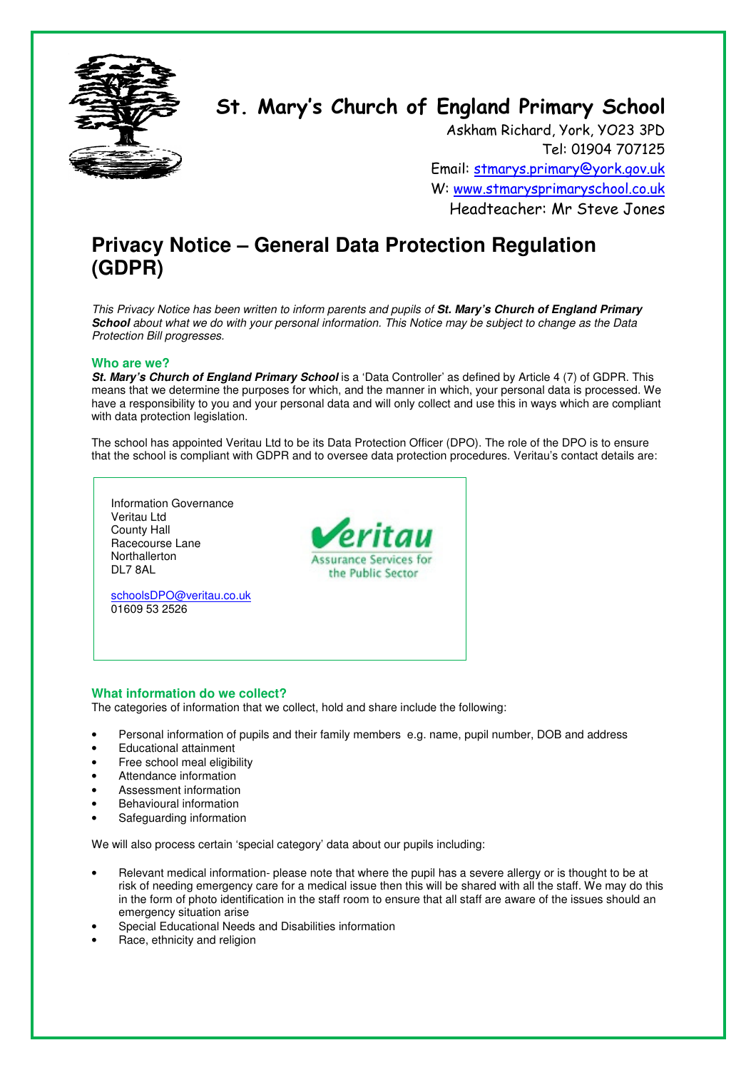# St. Mary's Church of England Primary School

Askham Richard, York, YO23 3PD
Tel: 01904 707125
Email: stmarys.primary@york.gov.uk
W: www.stmarysprimaryschool.co.uk
Headteacher: Mr Steve Jones

# Privacy Notice – General Data Protection Regulation (GDPR)

*This Privacy Notice has been written to inform parents and pupils of **St. Mary's Church of England Primary School** about what we do with your personal information. This Notice may be subject to change as the Data Protection Bill progresses.*

## Who are we?

***St. Mary's Church of England Primary School*** is a 'Data Controller' as defined by Article 4 (7) of GDPR. This means that we determine the purposes for which, and the manner in which, your personal data is processed. We have a responsibility to you and your personal data and will only collect and use this in ways which are compliant with data protection legislation.

The school has appointed Veritau Ltd to be its Data Protection Officer (DPO). The role of the DPO is to ensure that the school is compliant with GDPR and to oversee data protection procedures. Veritau's contact details are:

Information Governance
Veritau Ltd
County Hall
Racecourse Lane
Northallerton
DL7 8AL

schoolsDPO@veritau.co.uk
01609 53 2526

Veritau – Assurance Services for the Public Sector

## What information do we collect?

The categories of information that we collect, hold and share include the following:

- Personal information of pupils and their family members e.g. name, pupil number, DOB and address
- Educational attainment
- Free school meal eligibility
- Attendance information
- Assessment information
- Behavioural information
- Safeguarding information

We will also process certain 'special category' data about our pupils including:

- Relevant medical information- please note that where the pupil has a severe allergy or is thought to be at risk of needing emergency care for a medical issue then this will be shared with all the staff. We may do this in the form of photo identification in the staff room to ensure that all staff are aware of the issues should an emergency situation arise
- Special Educational Needs and Disabilities information
- Race, ethnicity and religion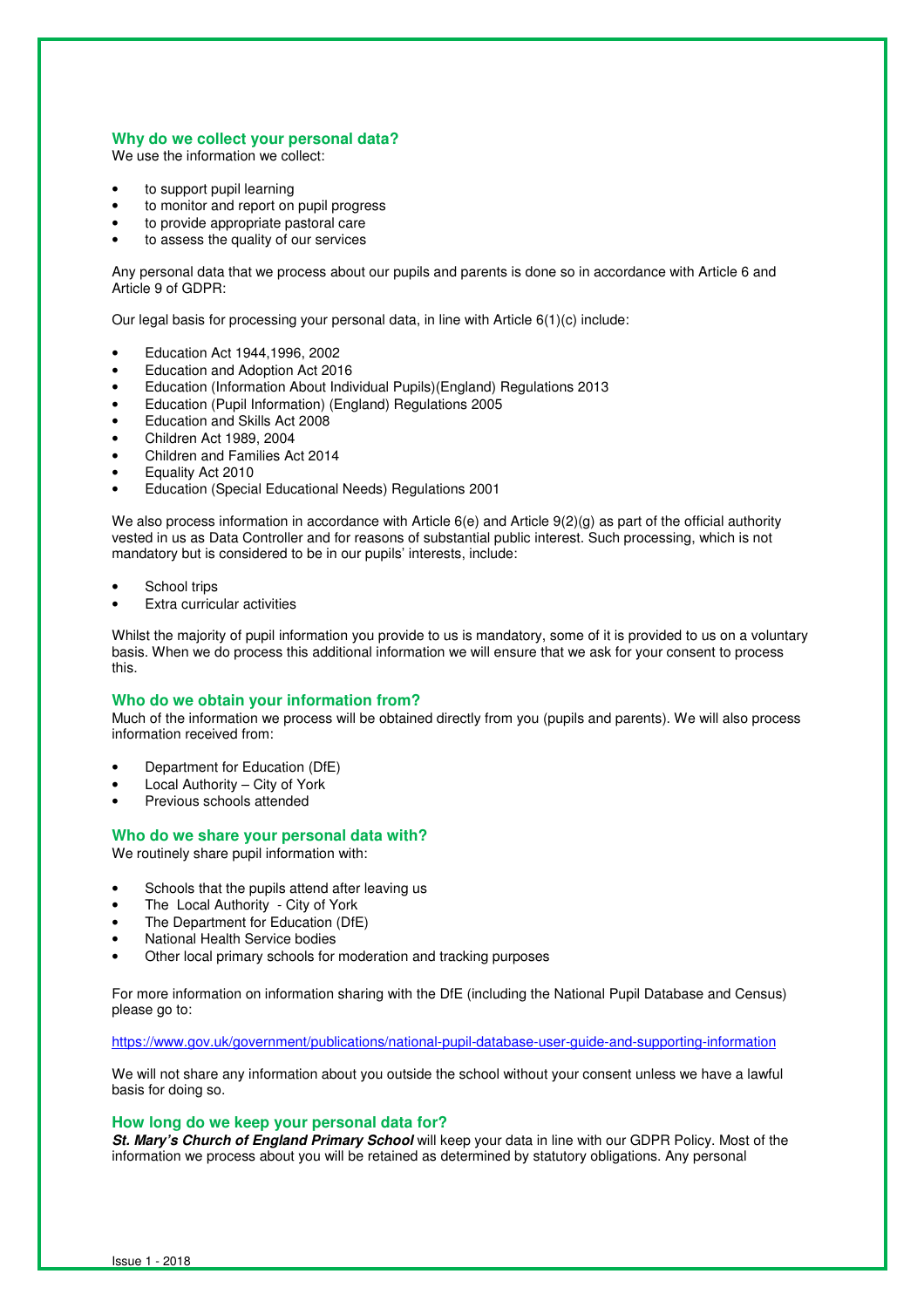## Why do we collect your personal data?

We use the information we collect:

- to support pupil learning
- to monitor and report on pupil progress
- to provide appropriate pastoral care
- to assess the quality of our services

Any personal data that we process about our pupils and parents is done so in accordance with Article 6 and Article 9 of GDPR:

Our legal basis for processing your personal data, in line with Article 6(1)(c) include:

- Education Act 1944,1996, 2002
- Education and Adoption Act 2016
- Education (Information About Individual Pupils)(England) Regulations 2013
- Education (Pupil Information) (England) Regulations 2005
- Education and Skills Act 2008
- Children Act 1989, 2004
- Children and Families Act 2014
- Equality Act 2010
- Education (Special Educational Needs) Regulations 2001

We also process information in accordance with Article 6(e) and Article 9(2)(g) as part of the official authority vested in us as Data Controller and for reasons of substantial public interest. Such processing, which is not mandatory but is considered to be in our pupils' interests, include:

- School trips
- Extra curricular activities

Whilst the majority of pupil information you provide to us is mandatory, some of it is provided to us on a voluntary basis. When we do process this additional information we will ensure that we ask for your consent to process this.

## Who do we obtain your information from?

Much of the information we process will be obtained directly from you (pupils and parents). We will also process information received from:

- Department for Education (DfE)
- Local Authority – City of York
- Previous schools attended

## Who do we share your personal data with?

We routinely share pupil information with:

- Schools that the pupils attend after leaving us
- The Local Authority - City of York
- The Department for Education (DfE)
- National Health Service bodies
- Other local primary schools for moderation and tracking purposes

For more information on information sharing with the DfE (including the National Pupil Database and Census) please go to:

https://www.gov.uk/government/publications/national-pupil-database-user-guide-and-supporting-information

We will not share any information about you outside the school without your consent unless we have a lawful basis for doing so.

## How long do we keep your personal data for?

***St. Mary's Church of England Primary School*** will keep your data in line with our GDPR Policy. Most of the information we process about you will be retained as determined by statutory obligations. Any personal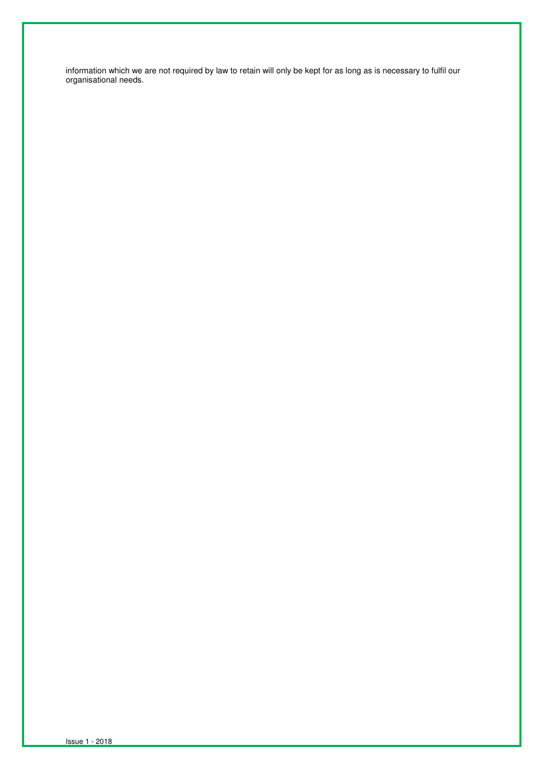information which we are not required by law to retain will only be kept for as long as is necessary to fulfil our organisational needs.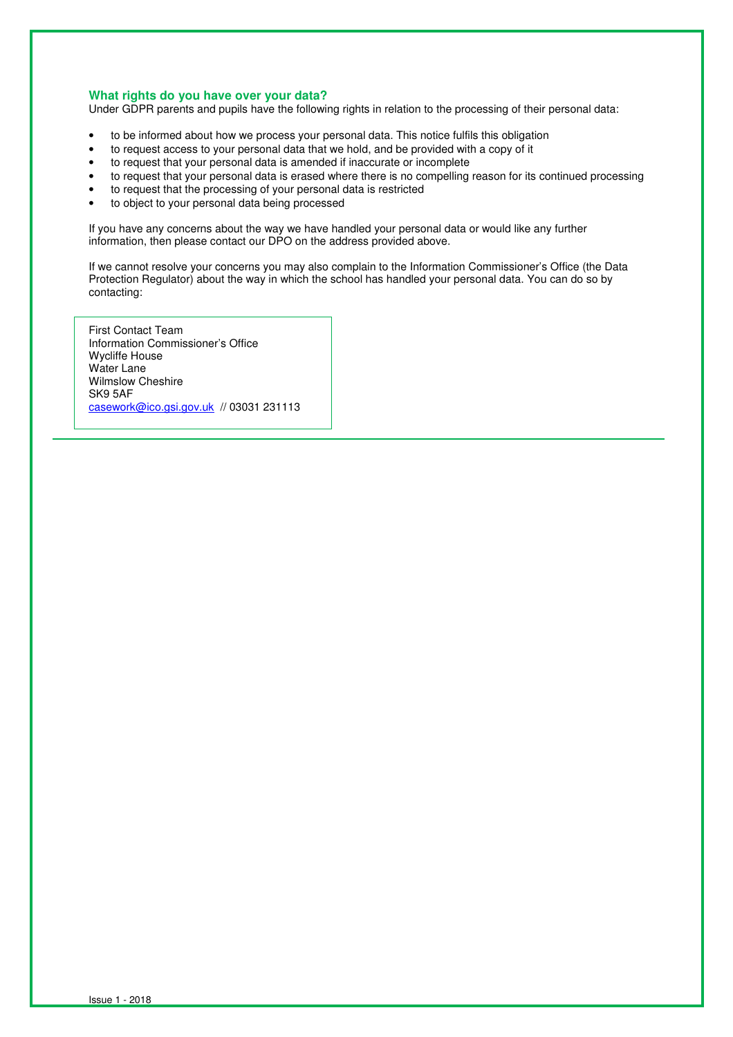### What rights do you have over your data?

Under GDPR parents and pupils have the following rights in relation to the processing of their personal data:

- to be informed about how we process your personal data. This notice fulfils this obligation
- to request access to your personal data that we hold, and be provided with a copy of it
- to request that your personal data is amended if inaccurate or incomplete
- to request that your personal data is erased where there is no compelling reason for its continued processing
- to request that the processing of your personal data is restricted
- to object to your personal data being processed

If you have any concerns about the way we have handled your personal data or would like any further information, then please contact our DPO on the address provided above.

If we cannot resolve your concerns you may also complain to the Information Commissioner's Office (the Data Protection Regulator) about the way in which the school has handled your personal data. You can do so by contacting:

First Contact Team
Information Commissioner's Office
Wycliffe House
Water Lane
Wilmslow Cheshire
SK9 5AF
casework@ico.gsi.gov.uk // 03031 231113

Issue 1 - 2018